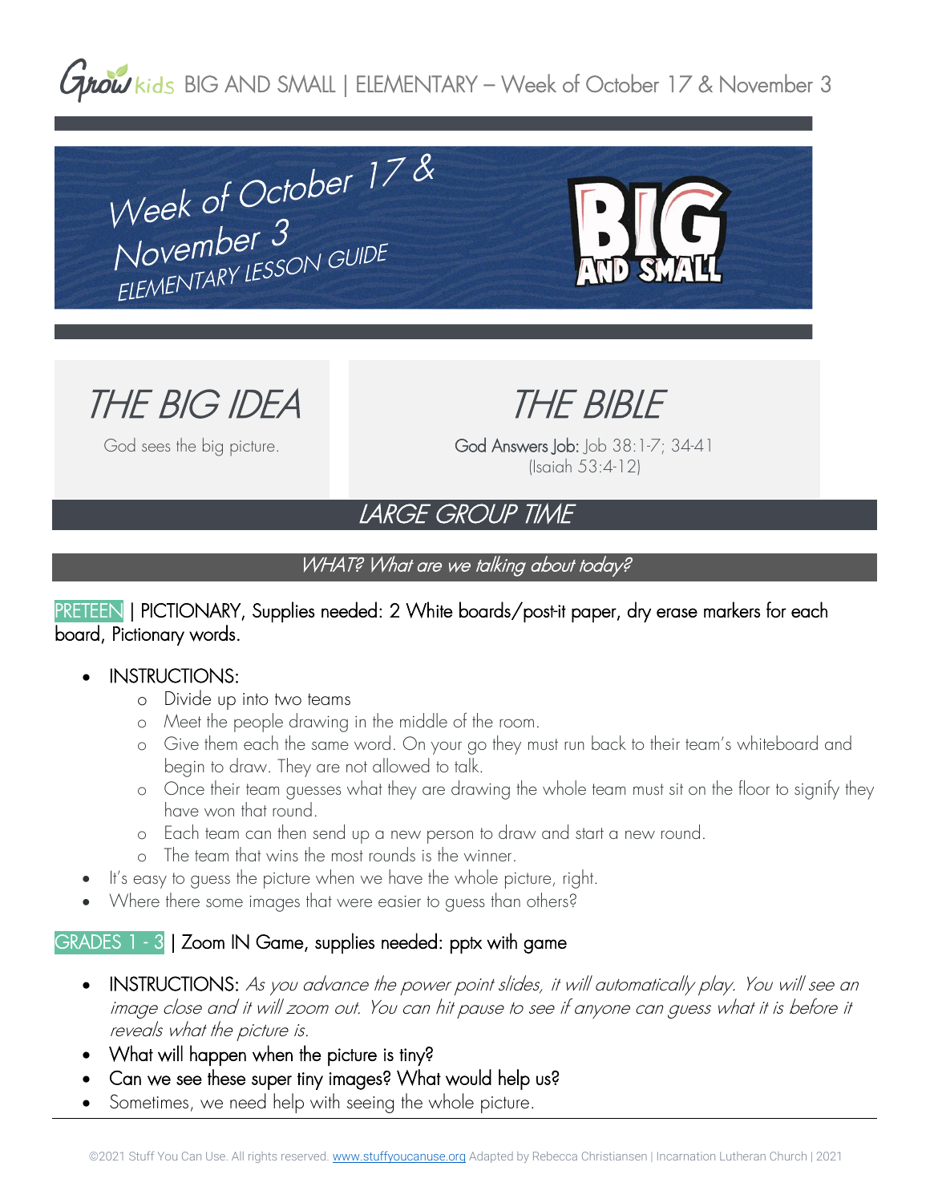# BIG AND SMALL | ELEMENTARY – Week of October 17 & November 3

## Week of October 17 & November 3
### ELEMENTARY LESSON GUIDE

BIG AND SMALL

## THE BIG IDEA

God sees the big picture.

## THE BIBLE

**God Answers Job:** Job 38:1-7; 34-41
(Isaiah 53:4-12)

## LARGE GROUP TIME

### *WHAT? What are we talking about today?*

PRETEEN | PICTIONARY, Supplies needed: 2 White boards/post-it paper, dry erase markers for each board, Pictionary words.

- INSTRUCTIONS:
  - Divide up into two teams
  - Meet the people drawing in the middle of the room.
  - Give them each the same word. On your go they must run back to their team's whiteboard and begin to draw. They are not allowed to talk.
  - Once their team guesses what they are drawing the whole team must sit on the floor to signify they have won that round.
  - Each team can then send up a new person to draw and start a new round.
  - The team that wins the most rounds is the winner.
- It's easy to guess the picture when we have the whole picture, right.
- Where there some images that were easier to guess than others?

GRADES 1 - 3 | Zoom IN Game, supplies needed: pptx with game

- INSTRUCTIONS: *As you advance the power point slides, it will automatically play. You will see an image close and it will zoom out. You can hit pause to see if anyone can guess what it is before it reveals what the picture is.*
- What will happen when the picture is tiny?
- Can we see these super tiny images? What would help us?
- Sometimes, we need help with seeing the whole picture.

©2021 Stuff You Can Use. All rights reserved. www.stuffyoucanuse.org Adapted by Rebecca Christiansen | Incarnation Lutheran Church | 2021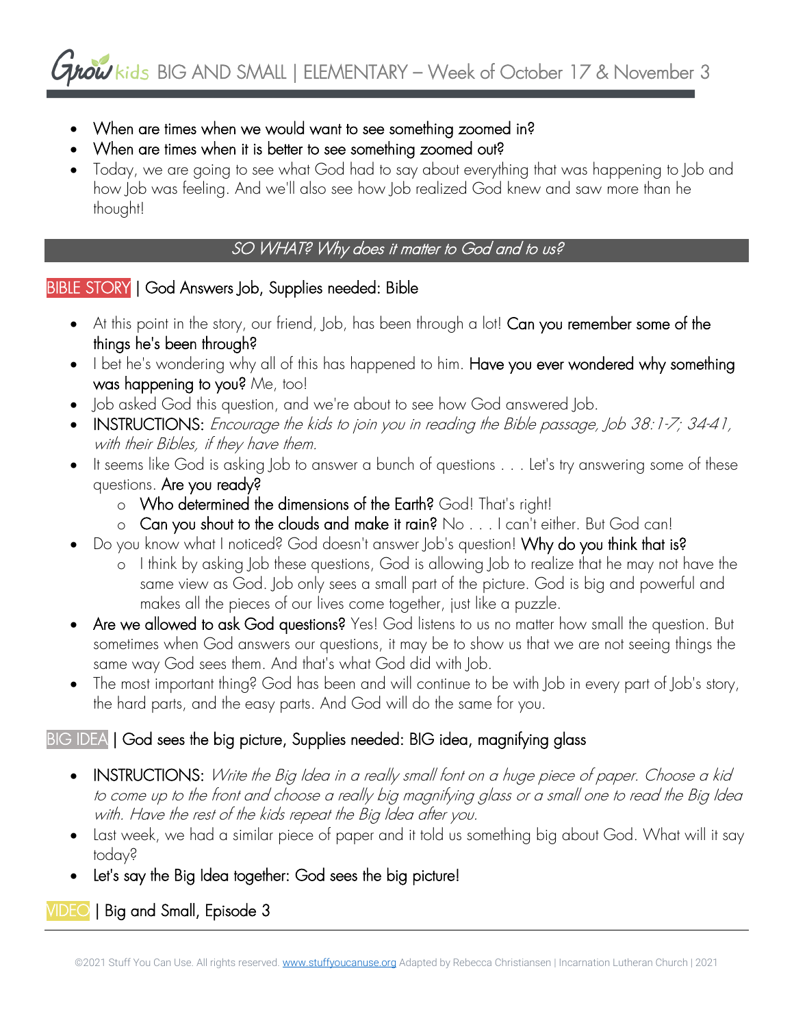- When are times when we would want to see something zoomed in?
- When are times when it is better to see something zoomed out?
- Today, we are going to see what God had to say about everything that was happening to Job and how Job was feeling. And we'll also see how Job realized God knew and saw more than he thought!

## *SO WHAT? Why does it matter to God and to us?*

### BIBLE STORY | God Answers Job, Supplies needed: Bible

- At this point in the story, our friend, Job, has been through a lot! Can you remember some of the things he's been through?
- I bet he's wondering why all of this has happened to him. Have you ever wondered why something was happening to you? Me, too!
- Job asked God this question, and we're about to see how God answered Job.
- INSTRUCTIONS: *Encourage the kids to join you in reading the Bible passage, Job 38:1-7; 34-41, with their Bibles, if they have them.*
- It seems like God is asking Job to answer a bunch of questions . . . Let's try answering some of these questions. Are you ready?
  - Who determined the dimensions of the Earth? God! That's right!
  - Can you shout to the clouds and make it rain? No . . . I can't either. But God can!
- Do you know what I noticed? God doesn't answer Job's question! Why do you think that is?
  - I think by asking Job these questions, God is allowing Job to realize that he may not have the same view as God. Job only sees a small part of the picture. God is big and powerful and makes all the pieces of our lives come together, just like a puzzle.
- Are we allowed to ask God questions? Yes! God listens to us no matter how small the question. But sometimes when God answers our questions, it may be to show us that we are not seeing things the same way God sees them. And that's what God did with Job.
- The most important thing? God has been and will continue to be with Job in every part of Job's story, the hard parts, and the easy parts. And God will do the same for you.

### BIG IDEA | God sees the big picture, Supplies needed: BIG idea, magnifying glass

- INSTRUCTIONS: *Write the Big Idea in a really small font on a huge piece of paper. Choose a kid to come up to the front and choose a really big magnifying glass or a small one to read the Big Idea with. Have the rest of the kids repeat the Big Idea after you.*
- Last week, we had a similar piece of paper and it told us something big about God. What will it say today?
- Let's say the Big Idea together: God sees the big picture!

### VIDEO | Big and Small, Episode 3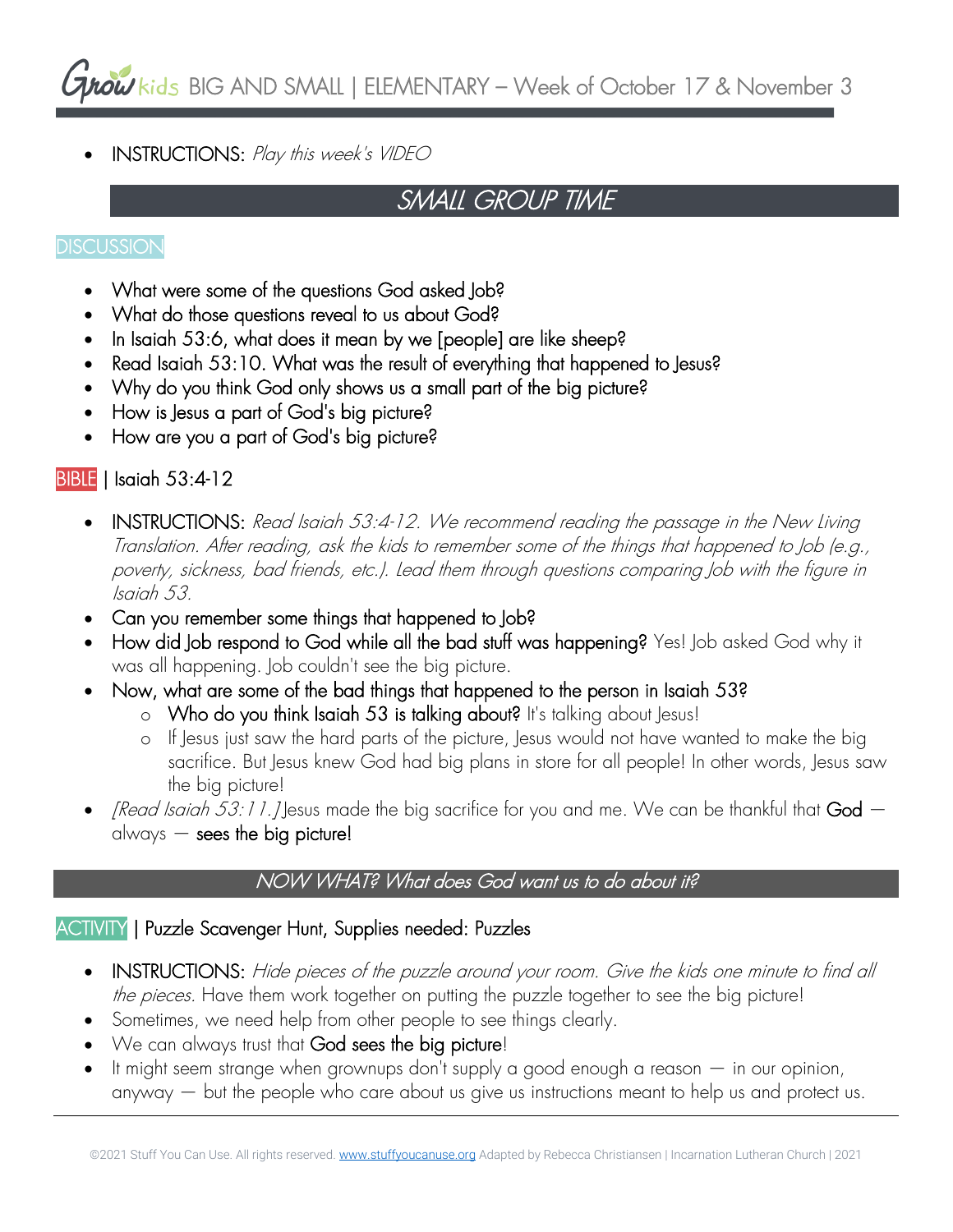- INSTRUCTIONS: *Play this week's VIDEO*

## SMALL GROUP TIME

### DISCUSSION

- What were some of the questions God asked Job?
- What do those questions reveal to us about God?
- In Isaiah 53:6, what does it mean by we [people] are like sheep?
- Read Isaiah 53:10. What was the result of everything that happened to Jesus?
- Why do you think God only shows us a small part of the big picture?
- How is Jesus a part of God's big picture?
- How are you a part of God's big picture?

### BIBLE | Isaiah 53:4-12

- INSTRUCTIONS: *Read Isaiah 53:4-12. We recommend reading the passage in the New Living Translation. After reading, ask the kids to remember some of the things that happened to Job (e.g., poverty, sickness, bad friends, etc.). Lead them through questions comparing Job with the figure in Isaiah 53.*
- Can you remember some things that happened to Job?
- How did Job respond to God while all the bad stuff was happening? Yes! Job asked God why it was all happening. Job couldn't see the big picture.
- Now, what are some of the bad things that happened to the person in Isaiah 53?
  - Who do you think Isaiah 53 is talking about? It's talking about Jesus!
  - If Jesus just saw the hard parts of the picture, Jesus would not have wanted to make the big sacrifice. But Jesus knew God had big plans in store for all people! In other words, Jesus saw the big picture!
- *[Read Isaiah 53:11.]* Jesus made the big sacrifice for you and me. We can be thankful that God — always — sees the big picture!

## NOW WHAT? What does God want us to do about it?

### ACTIVITY | Puzzle Scavenger Hunt, Supplies needed: Puzzles

- INSTRUCTIONS: *Hide pieces of the puzzle around your room. Give the kids one minute to find all the pieces.* Have them work together on putting the puzzle together to see the big picture!
- Sometimes, we need help from other people to see things clearly.
- We can always trust that God sees the big picture!
- It might seem strange when grownups don't supply a good enough a reason — in our opinion, anyway — but the people who care about us give us instructions meant to help us and protect us.

©2021 Stuff You Can Use. All rights reserved. www.stuffyoucanuse.org Adapted by Rebecca Christiansen | Incarnation Lutheran Church | 2021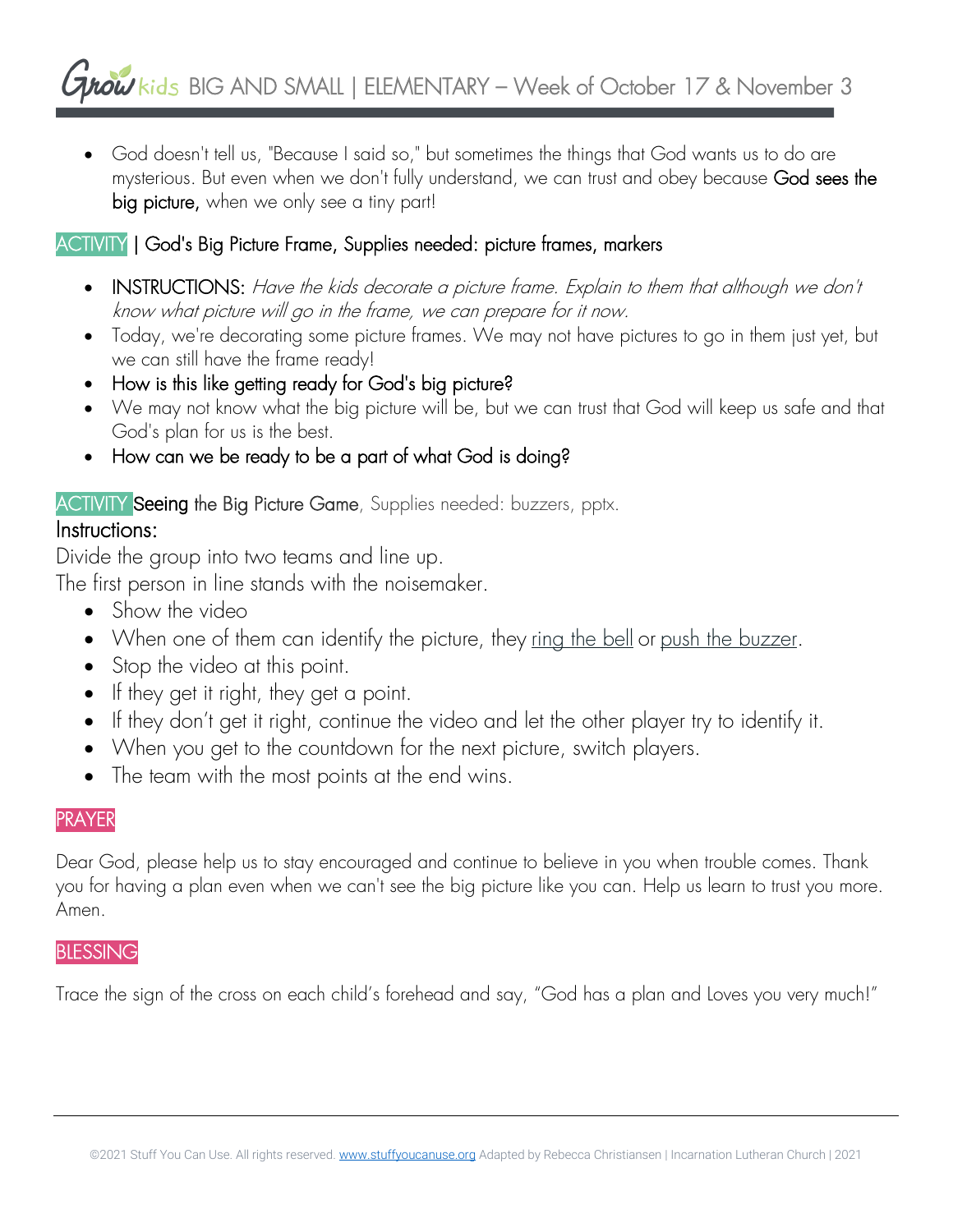- God doesn't tell us, "Because I said so," but sometimes the things that God wants us to do are mysterious. But even when we don't fully understand, we can trust and obey because **God sees the big picture,** when we only see a tiny part!

**ACTIVITY** | God's Big Picture Frame, Supplies needed: picture frames, markers

- INSTRUCTIONS: *Have the kids decorate a picture frame. Explain to them that although we don't know what picture will go in the frame, we can prepare for it now.*
- Today, we're decorating some picture frames. We may not have pictures to go in them just yet, but we can still have the frame ready!
- **How is this like getting ready for God's big picture?**
- We may not know what the big picture will be, but we can trust that God will keep us safe and that God's plan for us is the best.
- **How can we be ready to be a part of what God is doing?**

**ACTIVITY** Seeing the Big Picture Game, Supplies needed: buzzers, pptx.

Instructions:

Divide the group into two teams and line up.

The first person in line stands with the noisemaker.

- Show the video
- When one of them can identify the picture, they ring the bell or push the buzzer.
- Stop the video at this point.
- If they get it right, they get a point.
- If they don't get it right, continue the video and let the other player try to identify it.
- When you get to the countdown for the next picture, switch players.
- The team with the most points at the end wins.

**PRAYER**

Dear God, please help us to stay encouraged and continue to believe in you when trouble comes. Thank you for having a plan even when we can't see the big picture like you can. Help us learn to trust you more. Amen.

**BLESSING**

Trace the sign of the cross on each child's forehead and say, "God has a plan and Loves you very much!"